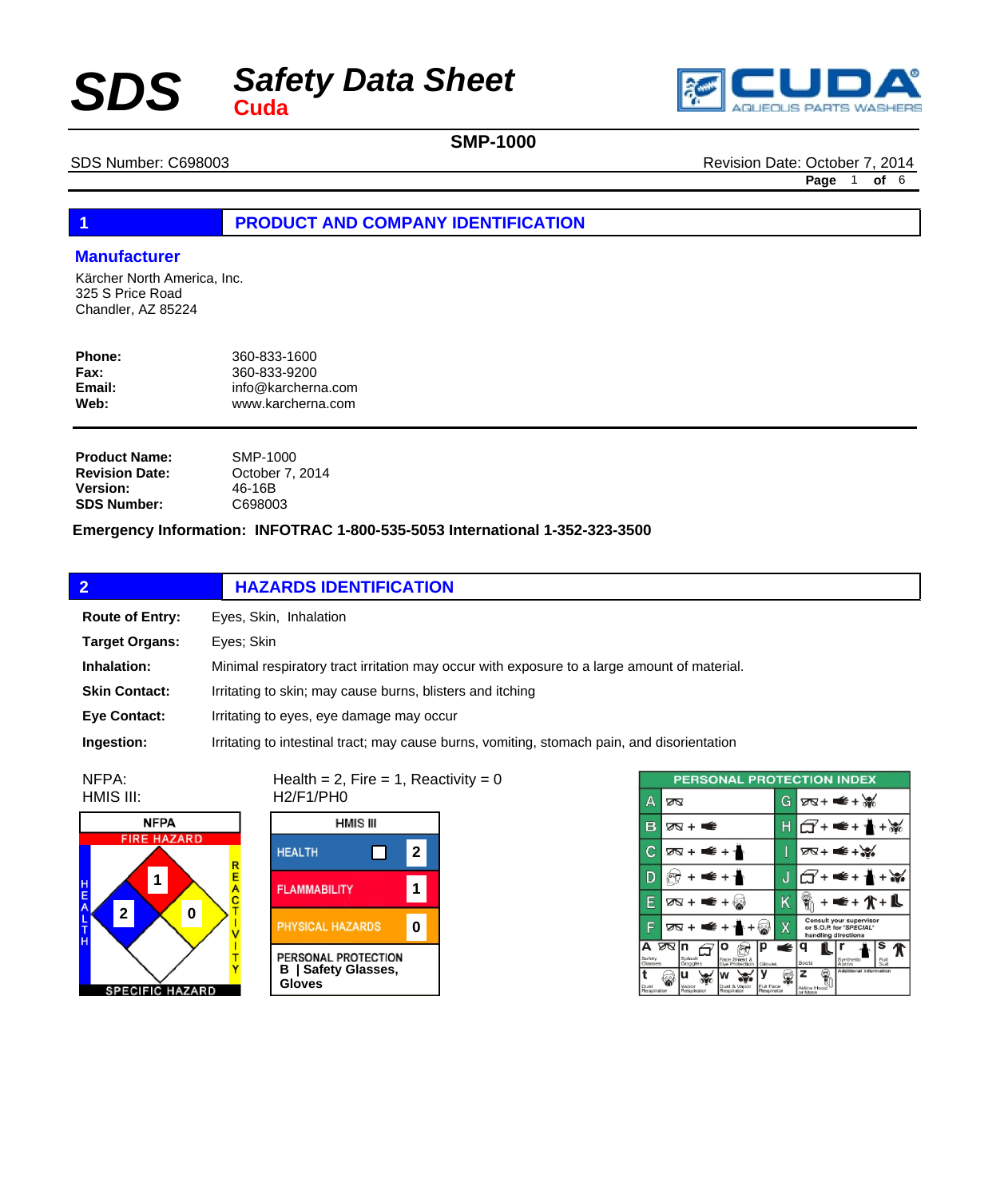# SDS Safety Data Sheet

**Cuda**

CUDA AQUEOUS PARTS WASHERS

## SMP-1000

SDS Number: C698003

Revision Date: October 7, 2014

## 1 PRODUCT AND COMPANY IDENTIFICATION

### Manufacturer

Kärcher North America, Inc.
325 S Price Road
Chandler, AZ 85224

| | |
|---|---|
| **Phone:** | 360-833-1600 |
| **Fax:** | 360-833-9200 |
| **Email:** | info@karcherna.com |
| **Web:** | www.karcherna.com |

| | |
|---|---|
| **Product Name:** | SMP-1000 |
| **Revision Date:** | October 7, 2014 |
| **Version:** | 46-16B |
| **SDS Number:** | C698003 |

**Emergency Information: INFOTRAC 1-800-535-5053 International 1-352-323-3500**

## 2 HAZARDS IDENTIFICATION

| | |
|---|---|
| **Route of Entry:** | Eyes, Skin, Inhalation |
| **Target Organs:** | Eyes; Skin |
| **Inhalation:** | Minimal respiratory tract irritation may occur with exposure to a large amount of material. |
| **Skin Contact:** | Irritating to skin; may cause burns, blisters and itching |
| **Eye Contact:** | Irritating to eyes, eye damage may occur |
| **Ingestion:** | Irritating to intestinal tract; may cause burns, vomiting, stomach pain, and disorientation |

NFPA: Health = 2, Fire = 1, Reactivity = 0

HMIS III: H2/F1/PH0

**NFPA**

| FIRE HAZARD | HEALTH | REACTIVITY | SPECIFIC HAZARD |
|---|---|---|---|
| 1 | 2 | 0 | |

**HMIS III**

| | |
|---|---|
| HEALTH | 2 |
| FLAMMABILITY | 1 |
| PHYSICAL HAZARDS | 0 |
| PERSONAL PROTECTION | B \| Safety Glasses, Gloves |

**PERSONAL PROTECTION INDEX**

| | | | |
|---|---|---|---|
| A | Safety Glasses | G | Safety Glasses + Gloves + Dust Respirator |
| B | Safety Glasses + Gloves | H | Splash Goggles + Gloves + Synthetic Apron + Vapor Respirator |
| C | Safety Glasses + Gloves + Synthetic Apron | I | Safety Glasses + Gloves + Dust & Vapor Respirator |
| D | Face Shield & Eye Protection + Gloves + Synthetic Apron | J | Splash Goggles + Gloves + Synthetic Apron + Dust & Vapor Respirator |
| E | Safety Glasses + Gloves + Dust Respirator | K | Airline Hood or Mask + Gloves + Full Suit + Boots |
| F | Safety Glasses + Gloves + Synthetic Apron + Dust Respirator | X | Consult your supervisor or S.O.P. for "SPECIAL" handling directions |

A Safety Glasses; n Splash Goggles; o Face Shield & Eye Protection; p Gloves; q Boots; r Synthetic Apron; s Full Suit; t Dust Respirator; u Vapor Respirator; w Dust & Vapor Respirator; y Full Face Respirator; z Airline Hood or Mask; Additional Information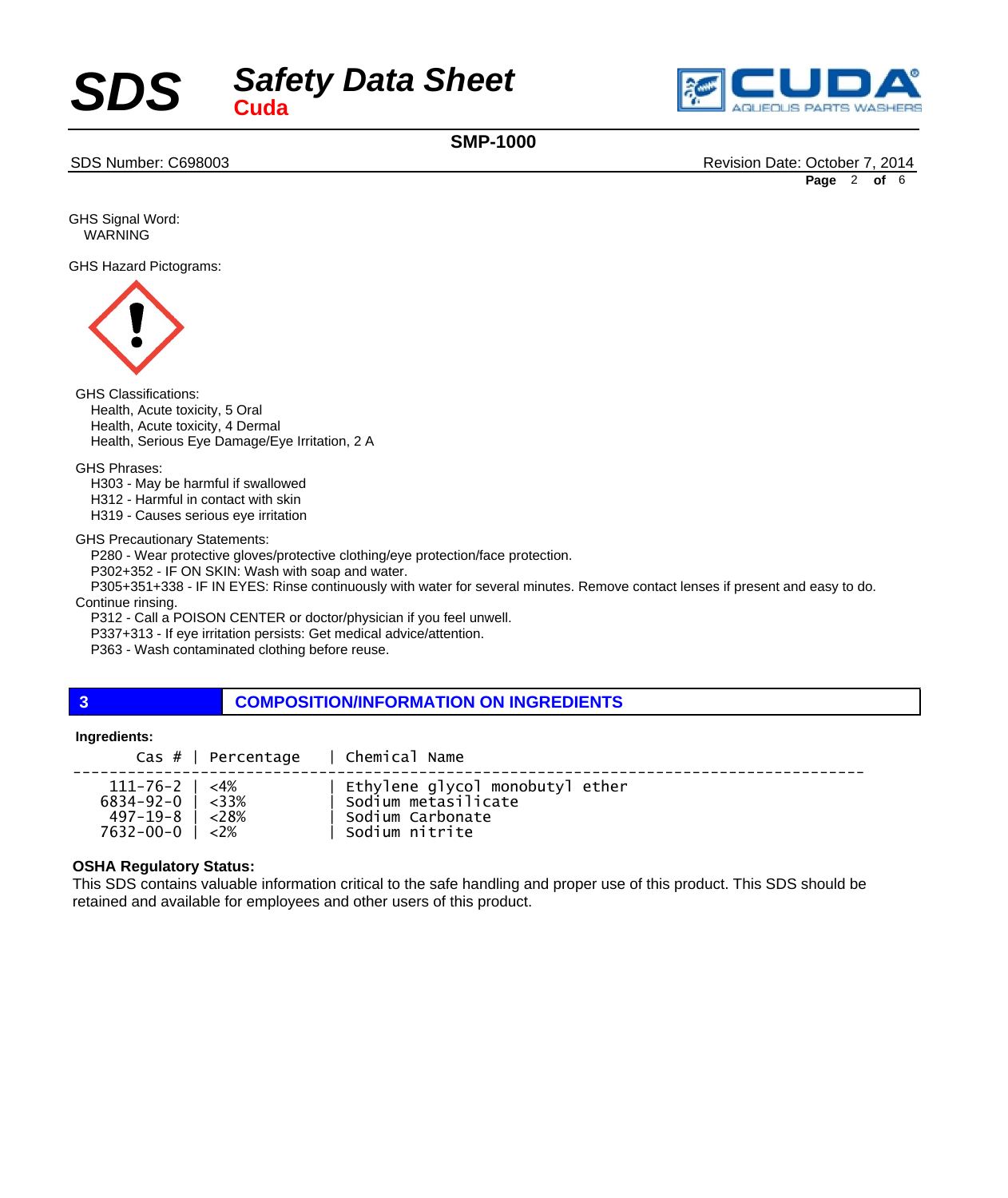GHS Signal Word:
WARNING

GHS Hazard Pictograms:

GHS Classifications:
Health, Acute toxicity, 5 Oral
Health, Acute toxicity, 4 Dermal
Health, Serious Eye Damage/Eye Irritation, 2 A

GHS Phrases:
H303 - May be harmful if swallowed
H312 - Harmful in contact with skin
H319 - Causes serious eye irritation

GHS Precautionary Statements:
P280 - Wear protective gloves/protective clothing/eye protection/face protection.
P302+352 - IF ON SKIN: Wash with soap and water.
P305+351+338 - IF IN EYES: Rinse continuously with water for several minutes. Remove contact lenses if present and easy to do. Continue rinsing.
P312 - Call a POISON CENTER or doctor/physician if you feel unwell.
P337+313 - If eye irritation persists: Get medical advice/attention.
P363 - Wash contaminated clothing before reuse.

## 3 COMPOSITION/INFORMATION ON INGREDIENTS

**Ingredients:**

| Cas # | Percentage | Chemical Name |
|---|---|---|
| 111-76-2 | <4% | Ethylene glycol monobutyl ether |
| 6834-92-0 | <33% | Sodium metasilicate |
| 497-19-8 | <28% | Sodium Carbonate |
| 7632-00-0 | <2% | Sodium nitrite |

**OSHA Regulatory Status:**
This SDS contains valuable information critical to the safe handling and proper use of this product. This SDS should be retained and available for employees and other users of this product.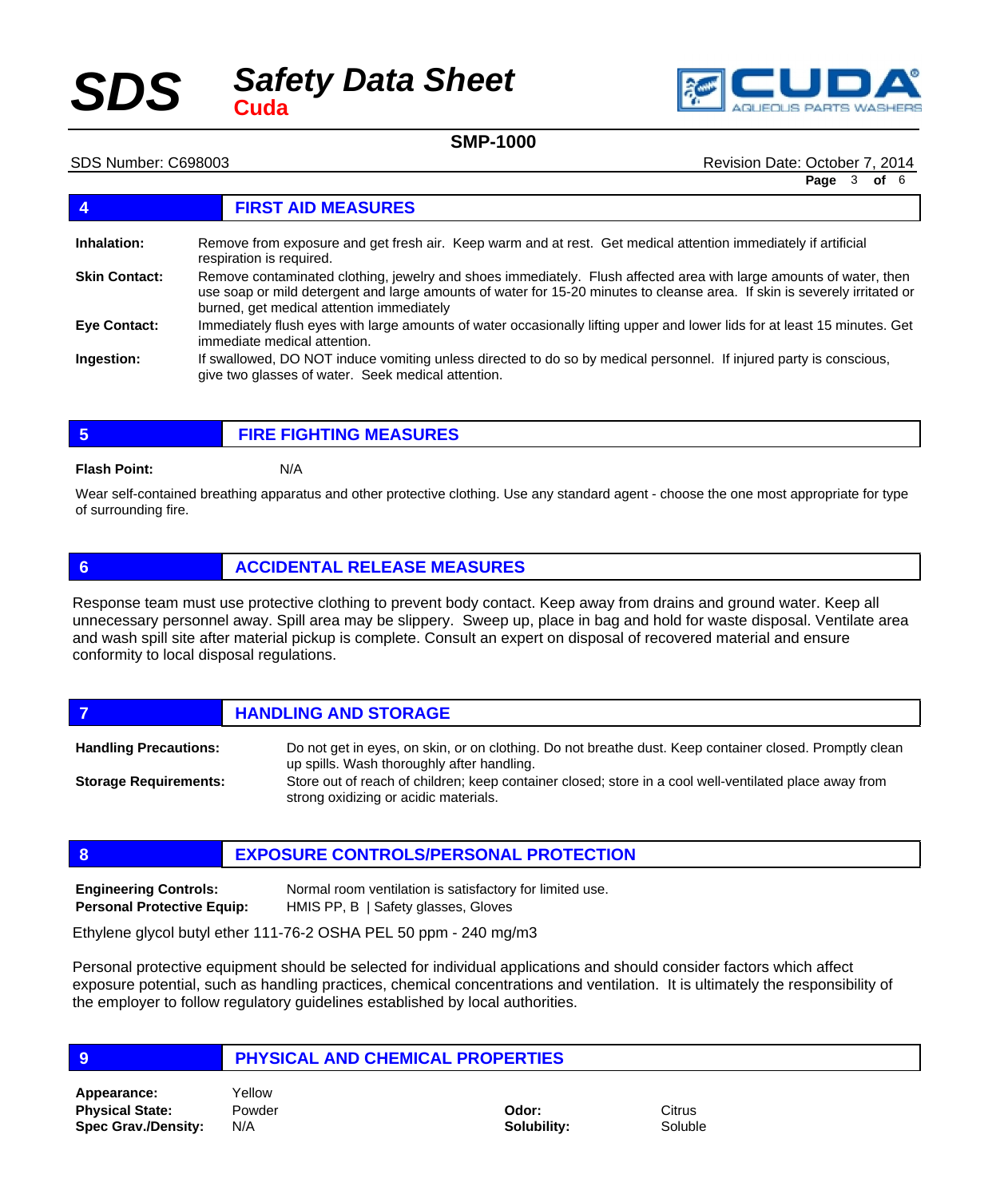## 4 FIRST AID MEASURES

**Inhalation:** Remove from exposure and get fresh air. Keep warm and at rest. Get medical attention immediately if artificial respiration is required.

**Skin Contact:** Remove contaminated clothing, jewelry and shoes immediately. Flush affected area with large amounts of water, then use soap or mild detergent and large amounts of water for 15-20 minutes to cleanse area. If skin is severely irritated or burned, get medical attention immediately

**Eye Contact:** Immediately flush eyes with large amounts of water occasionally lifting upper and lower lids for at least 15 minutes. Get immediate medical attention.

**Ingestion:** If swallowed, DO NOT induce vomiting unless directed to do so by medical personnel. If injured party is conscious, give two glasses of water. Seek medical attention.

## 5 FIRE FIGHTING MEASURES

**Flash Point:** N/A

Wear self-contained breathing apparatus and other protective clothing. Use any standard agent - choose the one most appropriate for type of surrounding fire.

## 6 ACCIDENTAL RELEASE MEASURES

Response team must use protective clothing to prevent body contact. Keep away from drains and ground water. Keep all unnecessary personnel away. Spill area may be slippery. Sweep up, place in bag and hold for waste disposal. Ventilate area and wash spill site after material pickup is complete. Consult an expert on disposal of recovered material and ensure conformity to local disposal regulations.

## 7 HANDLING AND STORAGE

**Handling Precautions:** Do not get in eyes, on skin, or on clothing. Do not breathe dust. Keep container closed. Promptly clean up spills. Wash thoroughly after handling.

**Storage Requirements:** Store out of reach of children; keep container closed; store in a cool well-ventilated place away from strong oxidizing or acidic materials.

## 8 EXPOSURE CONTROLS/PERSONAL PROTECTION

**Engineering Controls:** Normal room ventilation is satisfactory for limited use.

**Personal Protective Equip:** HMIS PP, B | Safety glasses, Gloves

Ethylene glycol butyl ether 111-76-2 OSHA PEL 50 ppm - 240 mg/m3

Personal protective equipment should be selected for individual applications and should consider factors which affect exposure potential, such as handling practices, chemical concentrations and ventilation. It is ultimately the responsibility of the employer to follow regulatory guidelines established by local authorities.

## 9 PHYSICAL AND CHEMICAL PROPERTIES

**Appearance:** Yellow

**Physical State:** Powder

**Spec Grav./Density:** N/A

**Odor:** Citrus

**Solubility:** Soluble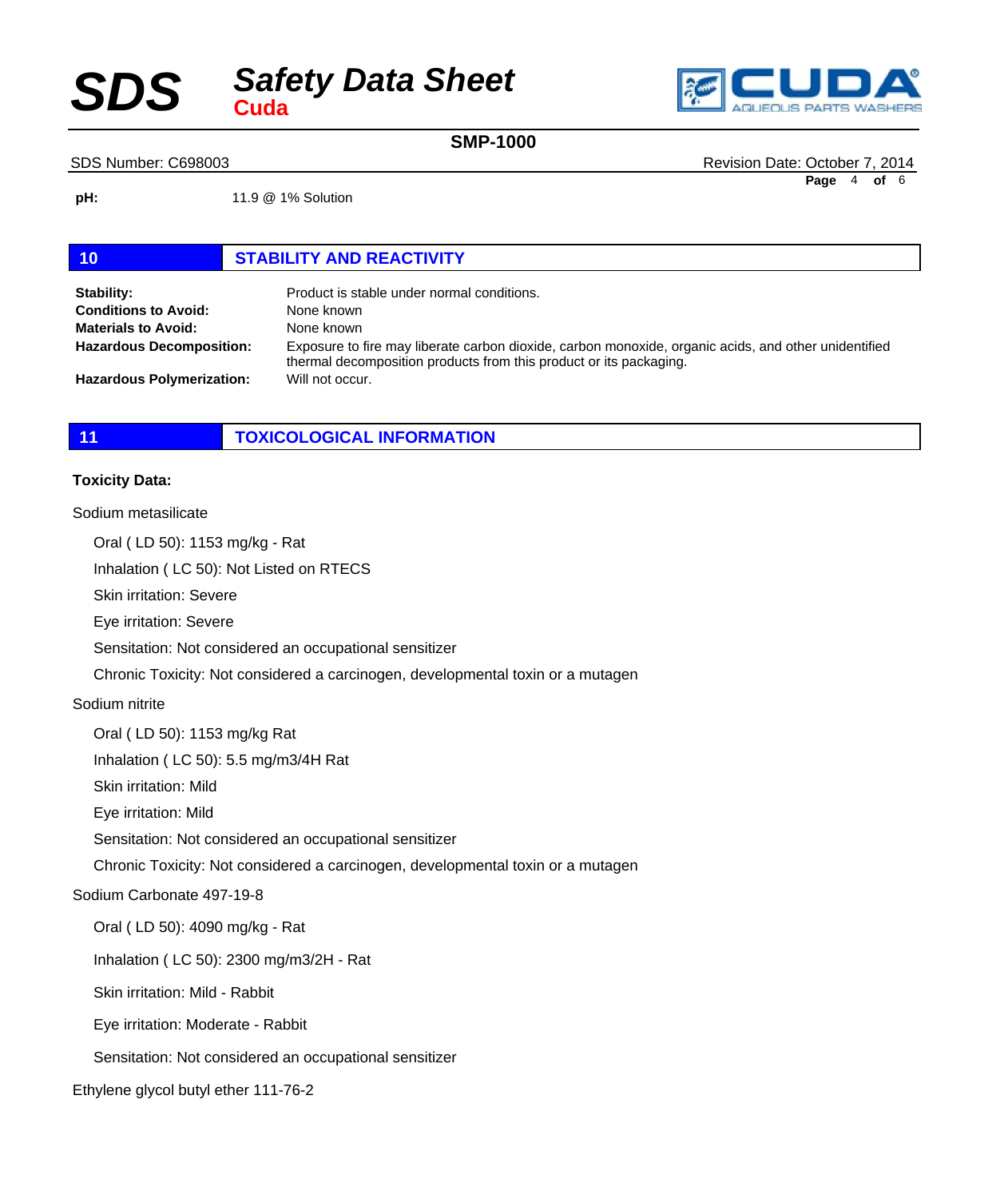**pH:** 11.9 @ 1% Solution

## 10 STABILITY AND REACTIVITY

| | |
|---|---|
| **Stability:** | Product is stable under normal conditions. |
| **Conditions to Avoid:** | None known |
| **Materials to Avoid:** | None known |
| **Hazardous Decomposition:** | Exposure to fire may liberate carbon dioxide, carbon monoxide, organic acids, and other unidentified thermal decomposition products from this product or its packaging. |
| **Hazardous Polymerization:** | Will not occur. |

## 11 TOXICOLOGICAL INFORMATION

**Toxicity Data:**

Sodium metasilicate

- Oral ( LD 50): 1153 mg/kg - Rat
- Inhalation ( LC 50): Not Listed on RTECS
- Skin irritation: Severe
- Eye irritation: Severe
- Sensitation: Not considered an occupational sensitizer
- Chronic Toxicity: Not considered a carcinogen, developmental toxin or a mutagen

Sodium nitrite

- Oral ( LD 50): 1153 mg/kg Rat
- Inhalation ( LC 50): 5.5 mg/m3/4H Rat
- Skin irritation: Mild
- Eye irritation: Mild
- Sensitation: Not considered an occupational sensitizer
- Chronic Toxicity: Not considered a carcinogen, developmental toxin or a mutagen

Sodium Carbonate 497-19-8

- Oral ( LD 50): 4090 mg/kg - Rat
- Inhalation ( LC 50): 2300 mg/m3/2H - Rat
- Skin irritation: Mild - Rabbit
- Eye irritation: Moderate - Rabbit
- Sensitation: Not considered an occupational sensitizer

Ethylene glycol butyl ether 111-76-2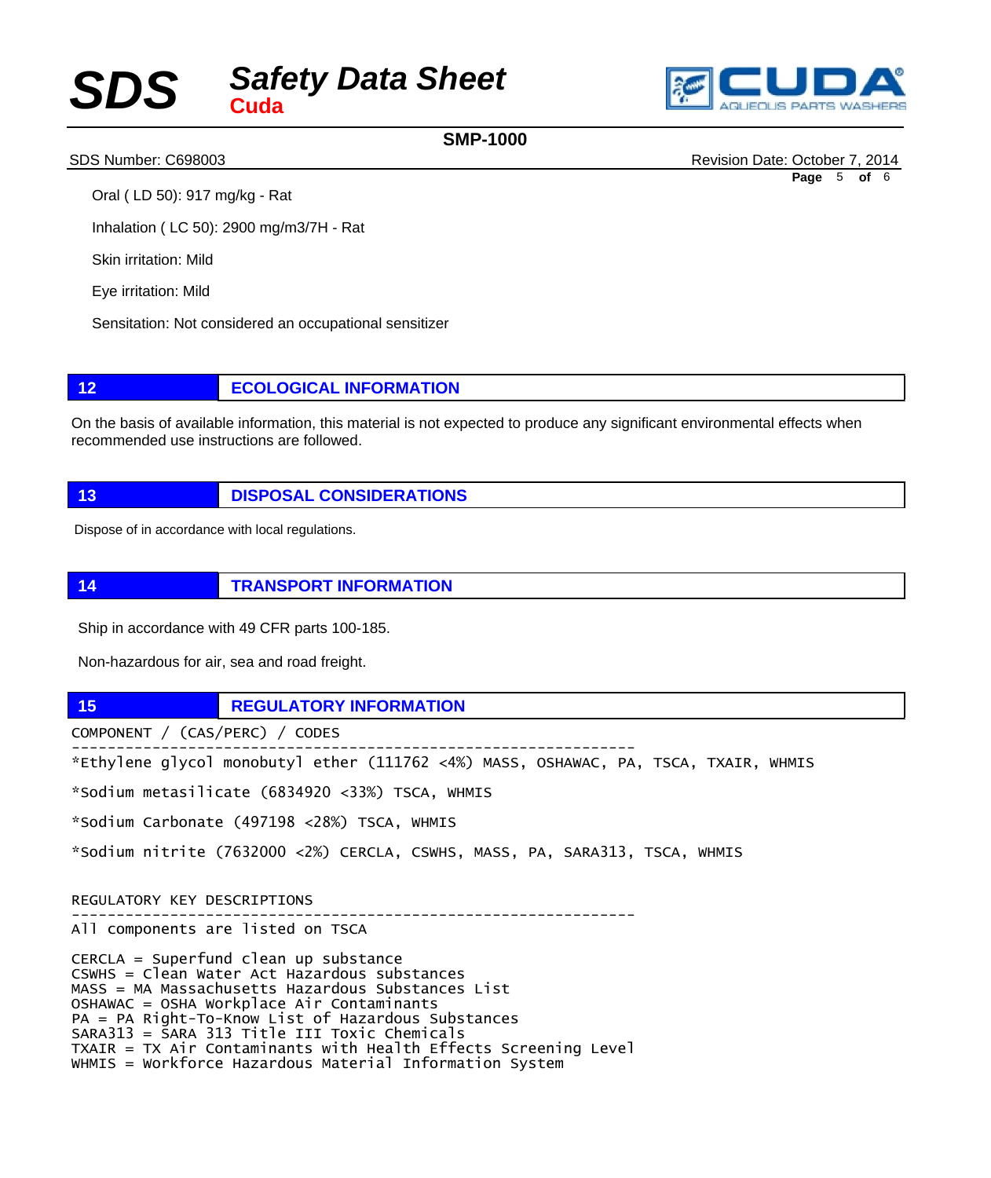Oral ( LD 50): 917 mg/kg - Rat

Inhalation ( LC 50): 2900 mg/m3/7H - Rat

Skin irritation: Mild

Eye irritation: Mild

Sensitation: Not considered an occupational sensitizer

## 12 ECOLOGICAL INFORMATION

On the basis of available information, this material is not expected to produce any significant environmental effects when recommended use instructions are followed.

## 13 DISPOSAL CONSIDERATIONS

Dispose of in accordance with local regulations.

## 14 TRANSPORT INFORMATION

Ship in accordance with 49 CFR parts 100-185.

Non-hazardous for air, sea and road freight.

## 15 REGULATORY INFORMATION

```
COMPONENT / (CAS/PERC) / CODES
----------------------------------------------------------------
*Ethylene glycol monobutyl ether (111762 <4%) MASS, OSHAWAC, PA, TSCA, TXAIR, WHMIS

*Sodium metasilicate (6834920 <33%) TSCA, WHMIS

*Sodium Carbonate (497198 <28%) TSCA, WHMIS

*Sodium nitrite (7632000 <2%) CERCLA, CSWHS, MASS, PA, SARA313, TSCA, WHMIS


REGULATORY KEY DESCRIPTIONS
----------------------------------------------------------------
All components are listed on TSCA

CERCLA = Superfund clean up substance
CSWHS = Clean Water Act Hazardous substances
MASS = MA Massachusetts Hazardous Substances List
OSHAWAC = OSHA Workplace Air Contaminants
PA = PA Right-To-Know List of Hazardous Substances
SARA313 = SARA 313 Title III Toxic Chemicals
TXAIR = TX Air Contaminants with Health Effects Screening Level
WHMIS = Workforce Hazardous Material Information System
```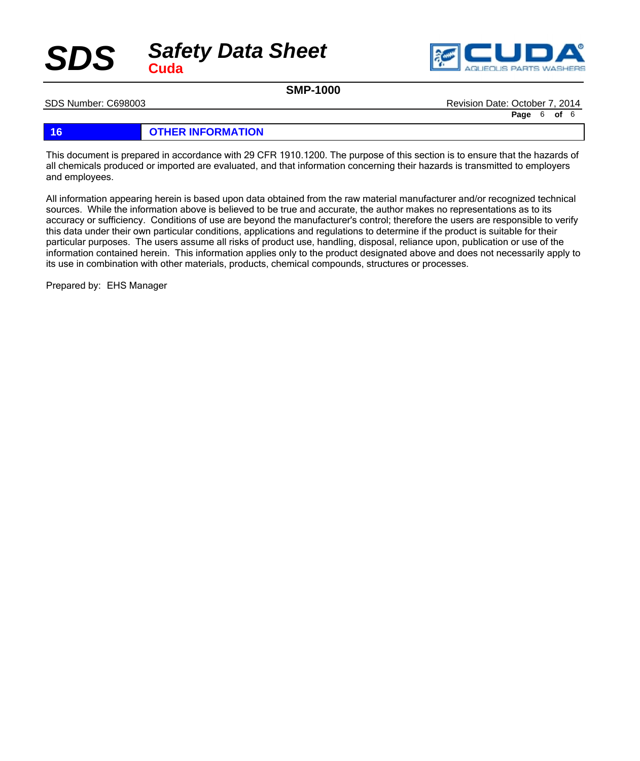## 16 OTHER INFORMATION

This document is prepared in accordance with 29 CFR 1910.1200. The purpose of this section is to ensure that the hazards of all chemicals produced or imported are evaluated, and that information concerning their hazards is transmitted to employers and employees.

All information appearing herein is based upon data obtained from the raw material manufacturer and/or recognized technical sources. While the information above is believed to be true and accurate, the author makes no representations as to its accuracy or sufficiency. Conditions of use are beyond the manufacturer's control; therefore the users are responsible to verify this data under their own particular conditions, applications and regulations to determine if the product is suitable for their particular purposes. The users assume all risks of product use, handling, disposal, reliance upon, publication or use of the information contained herein. This information applies only to the product designated above and does not necessarily apply to its use in combination with other materials, products, chemical compounds, structures or processes.

Prepared by: EHS Manager